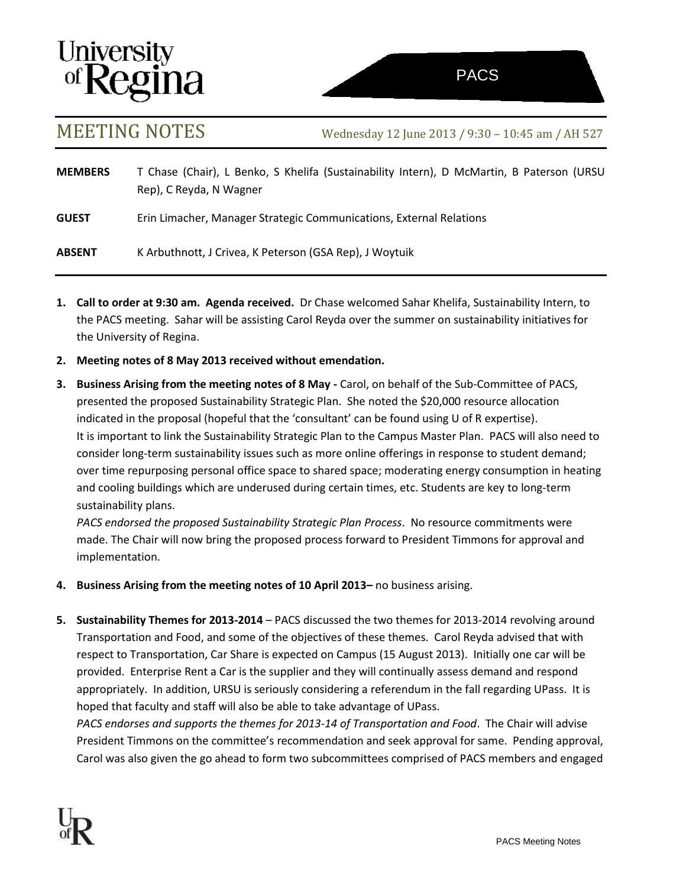University of Regina

PACS

# MEETING NOTES

Wednesday 12 June 2013 / 9:30 – 10:45 am / AH 527

**MEMBERS** T Chase (Chair), L Benko, S Khelifa (Sustainability Intern), D McMartin, B Paterson (URSU Rep), C Reyda, N Wagner

**GUEST** Erin Limacher, Manager Strategic Communications, External Relations

**ABSENT** K Arbuthnott, J Crivea, K Peterson (GSA Rep), J Woytuik

1. **Call to order at 9:30 am. Agenda received.** Dr Chase welcomed Sahar Khelifa, Sustainability Intern, to the PACS meeting. Sahar will be assisting Carol Reyda over the summer on sustainability initiatives for the University of Regina.

2. **Meeting notes of 8 May 2013 received without emendation.**

3. **Business Arising from the meeting notes of 8 May -** Carol, on behalf of the Sub-Committee of PACS, presented the proposed Sustainability Strategic Plan. She noted the $20,000 resource allocation indicated in the proposal (hopeful that the 'consultant' can be found using U of R expertise). It is important to link the Sustainability Strategic Plan to the Campus Master Plan. PACS will also need to consider long-term sustainability issues such as more online offerings in response to student demand; over time repurposing personal office space to shared space; moderating energy consumption in heating and cooling buildings which are underused during certain times, etc. Students are key to long-term sustainability plans.

   *PACS endorsed the proposed Sustainability Strategic Plan Process*. No resource commitments were made. The Chair will now bring the proposed process forward to President Timmons for approval and implementation.

4. **Business Arising from the meeting notes of 10 April 2013–** no business arising.

5. **Sustainability Themes for 2013-2014** – PACS discussed the two themes for 2013-2014 revolving around Transportation and Food, and some of the objectives of these themes. Carol Reyda advised that with respect to Transportation, Car Share is expected on Campus (15 August 2013). Initially one car will be provided. Enterprise Rent a Car is the supplier and they will continually assess demand and respond appropriately. In addition, URSU is seriously considering a referendum in the fall regarding UPass. It is hoped that faculty and staff will also be able to take advantage of UPass.

   *PACS endorses and supports the themes for 2013-14 of Transportation and Food*. The Chair will advise President Timmons on the committee's recommendation and seek approval for same. Pending approval, Carol was also given the go ahead to form two subcommittees comprised of PACS members and engaged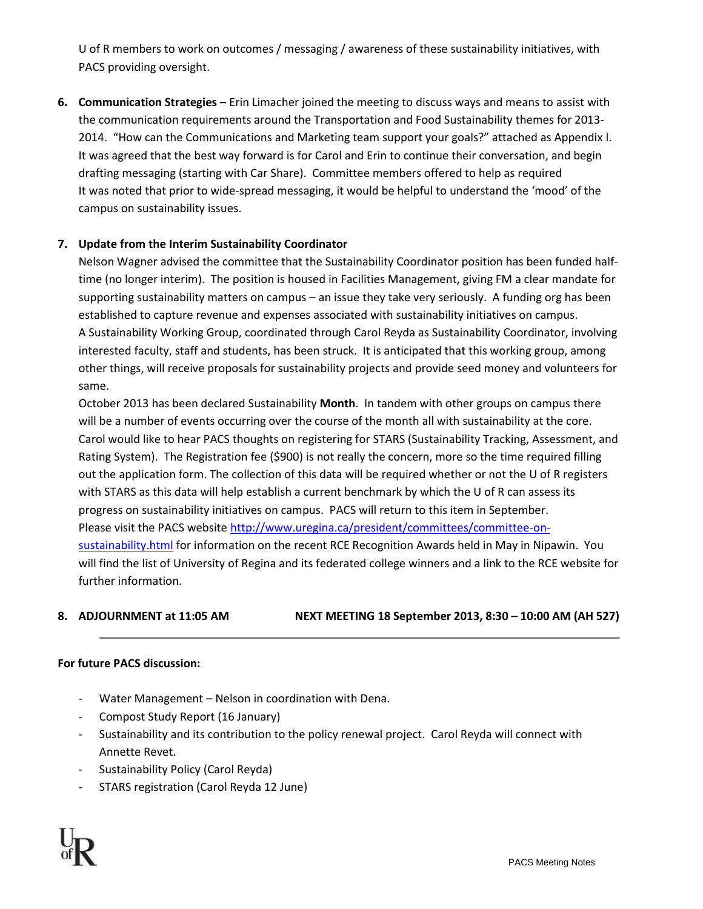U of R members to work on outcomes / messaging / awareness of these sustainability initiatives, with PACS providing oversight.

6. **Communication Strategies –** Erin Limacher joined the meeting to discuss ways and means to assist with the communication requirements around the Transportation and Food Sustainability themes for 2013-2014. "How can the Communications and Marketing team support your goals?" attached as Appendix I. It was agreed that the best way forward is for Carol and Erin to continue their conversation, and begin drafting messaging (starting with Car Share). Committee members offered to help as required
   It was noted that prior to wide-spread messaging, it would be helpful to understand the 'mood' of the campus on sustainability issues.

7. **Update from the Interim Sustainability Coordinator**
   Nelson Wagner advised the committee that the Sustainability Coordinator position has been funded half-time (no longer interim). The position is housed in Facilities Management, giving FM a clear mandate for supporting sustainability matters on campus – an issue they take very seriously. A funding org has been established to capture revenue and expenses associated with sustainability initiatives on campus.
   A Sustainability Working Group, coordinated through Carol Reyda as Sustainability Coordinator, involving interested faculty, staff and students, has been struck. It is anticipated that this working group, among other things, will receive proposals for sustainability projects and provide seed money and volunteers for same.
   October 2013 has been declared Sustainability **Month**. In tandem with other groups on campus there will be a number of events occurring over the course of the month all with sustainability at the core.
   Carol would like to hear PACS thoughts on registering for STARS (Sustainability Tracking, Assessment, and Rating System). The Registration fee ($900) is not really the concern, more so the time required filling out the application form. The collection of this data will be required whether or not the U of R registers with STARS as this data will help establish a current benchmark by which the U of R can assess its progress on sustainability initiatives on campus. PACS will return to this item in September.
   Please visit the PACS website http://www.uregina.ca/president/committees/committee-on-sustainability.html for information on the recent RCE Recognition Awards held in May in Nipawin. You will find the list of University of Regina and its federated college winners and a link to the RCE website for further information.

8. **ADJOURNMENT at 11:05 AM** **NEXT MEETING 18 September 2013, 8:30 – 10:00 AM (AH 527)**

---

**For future PACS discussion:**

- Water Management – Nelson in coordination with Dena.
- Compost Study Report (16 January)
- Sustainability and its contribution to the policy renewal project. Carol Reyda will connect with Annette Revet.
- Sustainability Policy (Carol Reyda)
- STARS registration (Carol Reyda 12 June)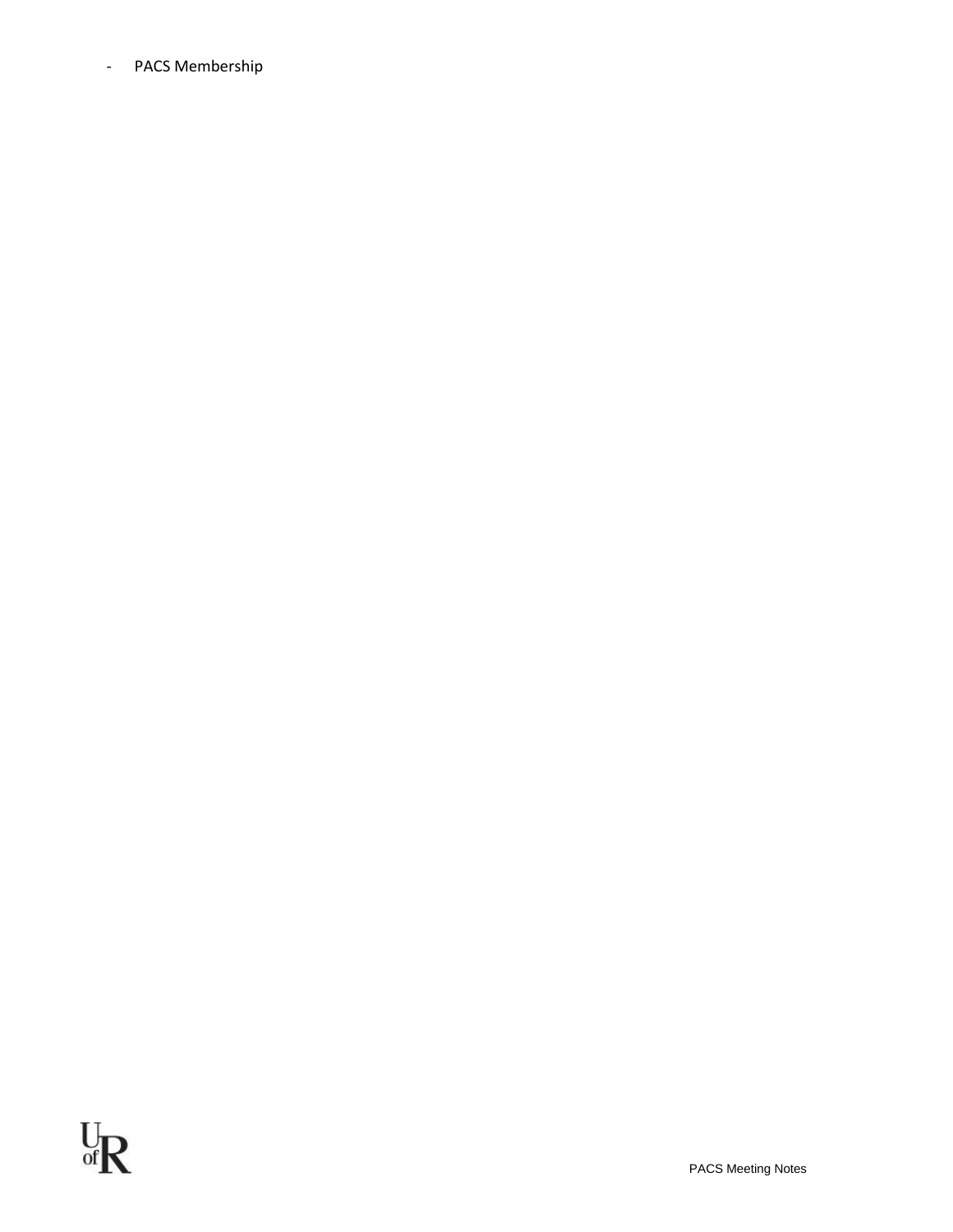- PACS Membership